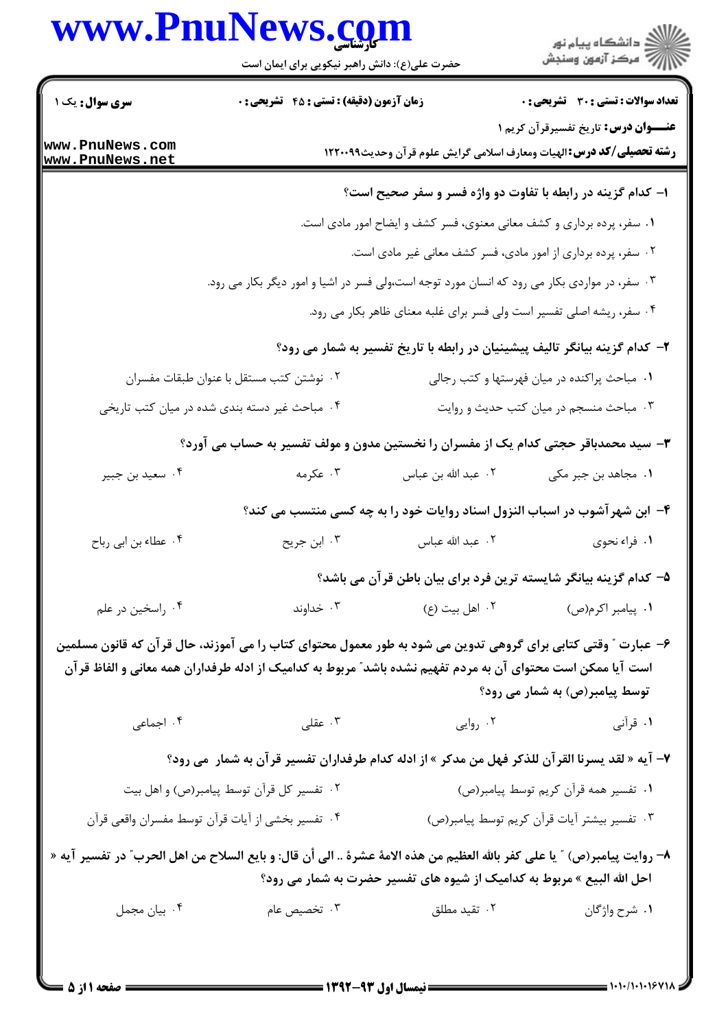**سری سوال:** یک ۱

**زمان آزمون (دقیقه) : تستی : ۴۵ تشریحی : ۰**

**تعداد سوالات : تستی : ۳۰ تشریحی : ۰**

**عنـــوان درس:** تاریخ تفسیرقرآن کریم ۱

**رشته تحصیلی/کد درس:** الهیات ومعارف اسلامی گرایش علوم قرآن وحدیث۱۲۲۰۰۹۹

**۱- کدام گزینه در رابطه با تفاوت دو واژه فسر و سفر صحیح است؟**

۱. سفر، پرده برداری و کشف معانی معنوی، فسر کشف و ایضاح امور مادی است.

۲. سفر، پرده برداری از امور مادی، فسر کشف معانی غیر مادی است.

۳. سفر، در مواردی بکار می رود که انسان مورد توجه است،ولی فسر در اشیا و امور دیگر بکار می رود.

۴. سفر، ریشه اصلی تفسیر است ولی فسر برای غلبه معنای ظاهر بکار می رود.

**۲- کدام گزینه بیانگر تالیف پیشینیان در رابطه با تاریخ تفسیر به شمار می رود؟**

۱. مباحث پراکنده در میان فهرستها و کتب رجالی

۲. نوشتن کتب مستقل با عنوان طبقات مفسران

۳. مباحث منسجم در میان کتب حدیث و روایت

۴. مباحث غیر دسته بندی شده در میان کتب تاریخی

**۳- سید محمدباقر حجتی کدام یک از مفسران را نخستین مدون و مولف تفسیر به حساب می آورد؟**

۱. مجاهد بن جبر مکی

۲. عبد الله بن عباس

۳. عکرمه

۴. سعید بن جبیر

**۴- ابن شهرآشوب در اسباب النزول اسناد روایات خود را به چه کسی منتسب می کند؟**

۱. فراء نحوی

۲. عبد الله عباس

۳. ابن جریح

۴. عطاء بن ابی رباح

**۵- کدام گزینه بیانگر شایسته ترین فرد برای بیان باطن قرآن می باشد؟**

۱. پیامبر اکرم(ص)

۲. اهل بیت (ع)

۳. خداوند

۴. راسخین در علم

**۶- عبارت " وقتی کتابی برای گروهی تدوین می شود به طور معمول محتوای کتاب را به می آموزند، حال قرآن که قانون مسلمین است آیا ممکن است محتوای آن به مردم تفهیم نشده باشد" مربوط به کدامیک از ادله طرفداران همه معانی و الفاظ قرآن توسط پیامبر(ص) به شمار می رود؟**

۱. قرآنی

۲. روایی

۳. عقلی

۴. اجماعی

**۷- آیه « لقد یسرنا القرآن للذکر فهل من مدکر » از ادله کدام طرفداران تفسیر قرآن به شمار می رود؟**

۱. تفسیر همه قرآن کریم توسط پیامبر(ص)

۲. تفسیر کل قرآن توسط پیامبر(ص) و اهل بیت

۳. تفسیر بیشتر آیات قرآن کریم توسط پیامبر(ص)

۴. تفسیر بخشی از آیات قرآن توسط مفسران واقعی قرآن

**۸- روایت پیامبر(ص) " یا علی کفر بالله العظیم من هذه الامهٔ عشرهٔ .. الی أن قال: و بایع السلاح من اهل الحرب" در تفسیر آیه « احل الله البیع » مربوط به کدامیک از شیوه های تفسیر حضرت به شمار می رود؟**

۱. شرح واژگان

۲. تقید مطلق

۳. تخصیص عام

۴. بیان مجمل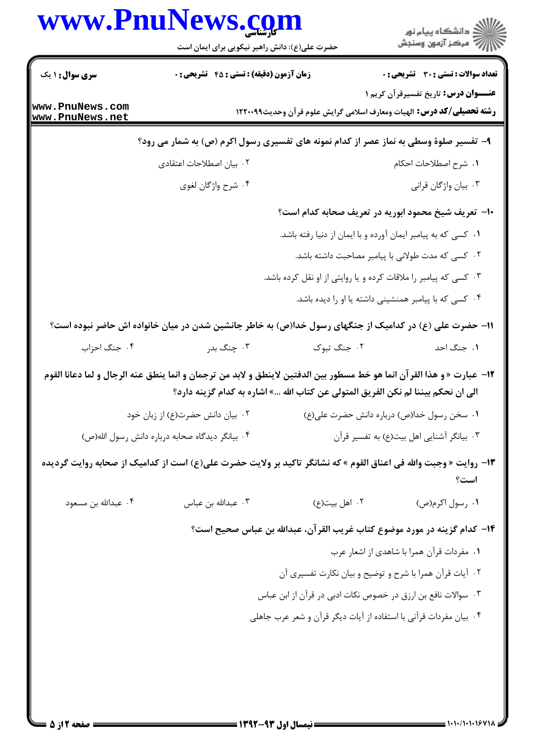۹- تفسیر صلوة وسطی به نماز عصر از کدام نمونه های تفسیری رسول اکرم (ص) به شمار می رود؟

۱. شرح اصطلاحات احکام

۲. بیان اصطلاحات اعتقادی

۳. بیان واژگان قرانی

۴. شرح واژگان لغوی

۱۰- تعریف شیخ محمود ابوریه در تعریف صحابه کدام است؟

۱. کسی که به پیامبر ایمان آورده و با ایمان از دنیا رفته باشد.

۲. کسی که مدت طولانی با پیامبر مصاحبت داشته باشد.

۳. کسی که پیامبر را ملاقات کرده و یا روایتی از او نقل کرده باشد.

۴. کسی که با پیامبر همنشینی داشته یا او را دیده باشد.

۱۱- حضرت علی (ع) در کدامیک از جنگهای رسول خدا(ص) به خاطر جانشین شدن در میان خانواده اش حاضر نبوده است؟

۱. جنگ احد

۲. جنگ تبوک

۳. جنگ بدر

۴. جنگ احزاب

۱۲- عبارت « و هذا القرآن انما هو خط مسطور بین الدفتین لاینطق و لابد من ترجمان و انما ینطق عنه الرجال و لما دعانا القوم الی ان نحکم بیننا لم نکن الفریق المتولی عن کتاب الله ...» اشاره به کدام گزینه دارد؟

۱. سخن رسول خدا(ص) درباره دانش حضرت علی(ع)

۲. بیان دانش حضرت(ع) از زبان خود

۳. بیانگر آشنایی اهل بیت(ع) به تفسیر قرآن

۴. بیانگر دیدگاه صحابه درباره دانش رسول الله(ص)

۱۳- روایت « وجبت والله فی اعناق القوم » که نشانگر تاکید بر ولایت حضرت علی(ع) است از کدامیک از صحابه روایت گردیده است؟

۱. رسول اکرم(ص)

۲. اهل بیت(ع)

۳. عبدالله بن عباس

۴. عبدالله بن مسعود

۱۴- کدام گزینه در مورد موضوع کتاب غریب القرآن، عبدالله بن عباس صحیح است؟

۱. مفردات قرآن همرا با شاهدی از اشعار عرب

۲. آیات قرآن همرا با شرح و توضیح و بیان نکارت تفسیری آن

۳. سوالات نافع بن ارزق در خصوص نکات ادبی در قرآن از ابن عباس

۴. بیان مفردات قرآنی با استفاده از آیات دیگر قرآن و شعر عرب جاهلی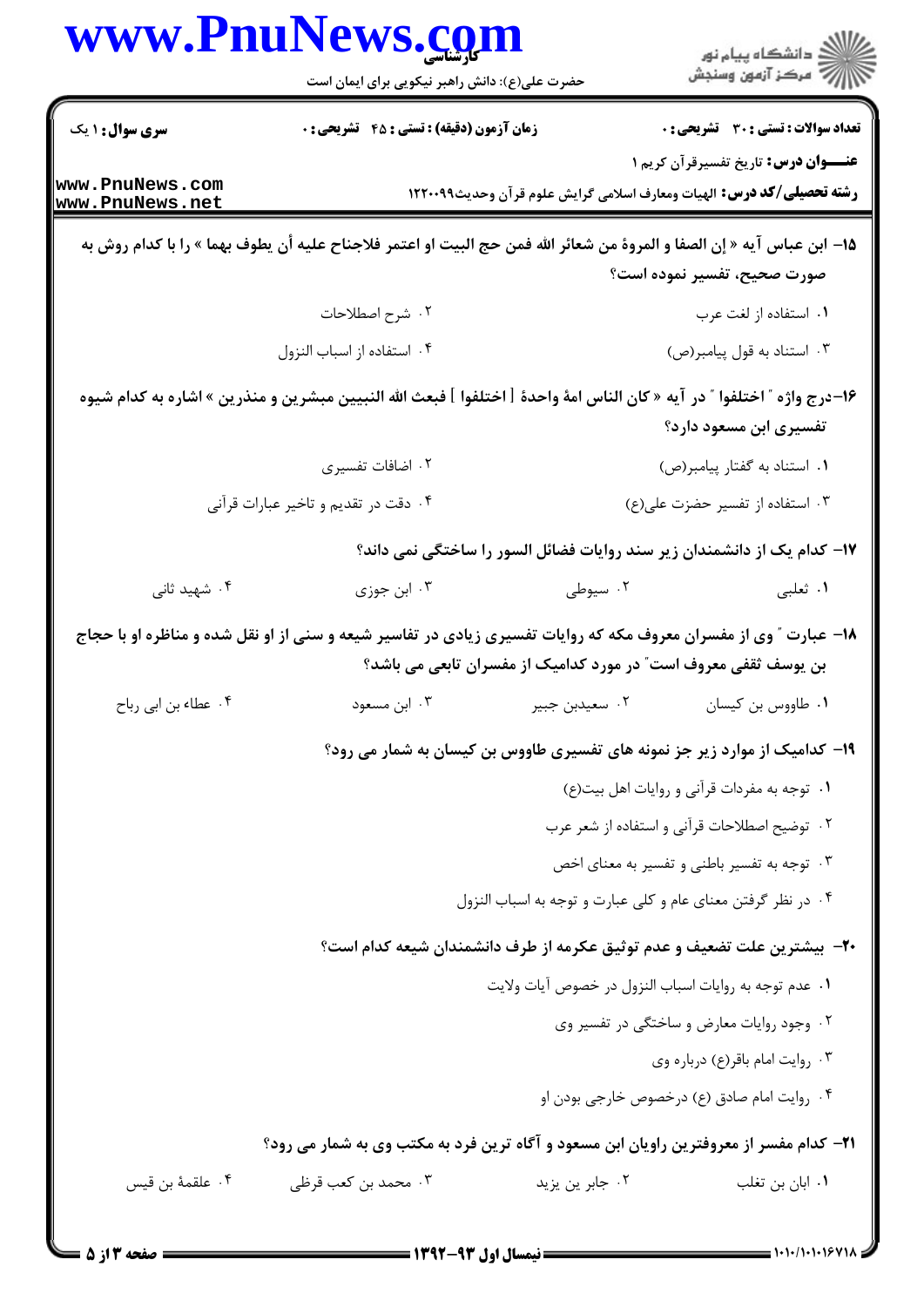**سری سوال:** ۱ یک | **زمان آزمون (دقیقه) : تستی : ۴۵ تشریحی : ۰** | **تعداد سوالات : تستی : ۳۰ تشریحی : ۰**

**عنـــوان درس:** تاریخ تفسیرقرآن کریم ۱

**رشته تحصیلی/کد درس:** الهیات ومعارف اسلامی گرایش علوم قرآن وحدیث۱۲۲۰۰۹۹

۱۵- ابن عباس آیه « إن الصفا و المروة من شعائر الله فمن حج البیت او اعتمر فلاجناح علیه أن یطوف بهما » را با کدام روش به صورت صحیح، تفسیر نموده است؟

۱. استفاده از لغت عرب
۲. شرح اصطلاحات
۳. استناد به قول پیامبر(ص)
۴. استفاده از اسباب النزول

۱۶-درج واژه " اختلفوا " در آیه « کان الناس امة واحدة [ اختلفوا ] فبعث الله النبیین مبشرین و منذرین » اشاره به کدام شیوه تفسیری ابن مسعود دارد؟

۱. استناد به گفتار پیامبر(ص)
۲. اضافات تفسیری
۳. استفاده از تفسیر حضرت علی(ع)
۴. دقت در تقدیم و تاخیر عبارات قرآنی

۱۷- کدام یک از دانشمندان زیر سند روایات فضائل السور را ساختگی نمی داند؟

۱. ثعلبی
۲. سیوطی
۳. ابن جوزی
۴. شهید ثانی

۱۸- عبارت " وی از مفسران معروف مکه که روایات تفسیری زیادی در تفاسیر شیعه و سنی از او نقل شده و مناظره او با حجاج بن یوسف ثقفی معروف است" در مورد کدامیک از مفسران تابعی می باشد؟

۱. طاووس بن کیسان
۲. سعیدبن جبیر
۳. ابن مسعود
۴. عطاء بن ابی رباح

۱۹- کدامیک از موارد زیر جز نمونه های تفسیری طاووس بن کیسان به شمار می رود؟

۱. توجه به مفردات قرآنی و روایات اهل بیت(ع)
۲. توضیح اصطلاحات قرآنی و استفاده از شعر عرب
۳. توجه به تفسیر باطنی و تفسیر به معنای اخص
۴. در نظر گرفتن معنای عام و کلی عبارت و توجه به اسباب النزول

۲۰- بیشترین علت تضعیف و عدم توثیق عکرمه از طرف دانشمندان شیعه کدام است؟

۱. عدم توجه به روایات اسباب النزول در خصوص آیات ولایت
۲. وجود روایات معارض و ساختگی در تفسیر وی
۳. روایت امام باقر(ع) درباره وی
۴. روایت امام صادق (ع) درخصوص خارجی بودن او

۲۱- کدام مفسر از معروفترین راویان ابن مسعود و آگاه ترین فرد به مکتب وی به شمار می رود؟

۱. ابان بن تغلب
۲. جابر بن یزید
۳. محمد بن کعب قرظی
۴. علقمة بن قیس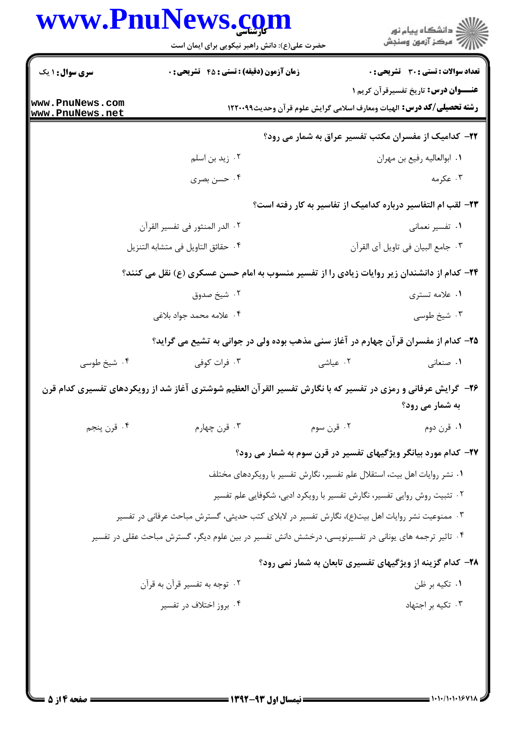**سری سوال:** ۱ یک

**زمان آزمون (دقیقه) : تستی : ۴۵ تشریحی : ۰**

**تعداد سوالات : تستی : ۳۰ تشریحی : ۰**

**عنـــوان درس:** تاریخ تفسیرقرآن کریم ۱

**رشته تحصیلی/کد درس:** الهیات ومعارف اسلامی گرایش علوم قرآن وحدیث۱۲۲۰۰۹۹

**۲۲- کدامیک از مفسران مکتب تفسیر عراق به شمار می رود؟**

۱. ابوالعالیه رفیع بن مهران

۲. زید بن اسلم

۳. عکرمه

۴. حسن بصری

**۲۳- لقب ام التفاسیر درباره کدامیک از تفاسیر به کار رفته است؟**

۱. تفسیر نعمانی

۲. الدر المنثور فی تفسیر القرآن

۳. جامع البیان فی تاویل آی القرآن

۴. حقائق التاویل فی متشابه التنزیل

**۲۴- کدام از دانشمندان زیر روایات زیادی را از تفسیر منسوب به امام حسن عسکری (ع) نقل می کنند؟**

۱. علامه تستری

۲. شیخ صدوق

۳. شیخ طوسی

۴. علامه محمد جواد بلاغی

**۲۵- کدام از مفسران قرآن چهارم در آغاز سنی مذهب بوده ولی در جوانی به تشیع می گراید؟**

۱. صنعانی

۲. عیاشی

۳. فرات کوفی

۴. شیخ طوسی

**۲۶- گرایش عرفانی و رمزی در تفسیر که با نگارش تفسیر القرآن العظیم شوشتری آغاز شد از رویکردهای تفسیری کدام قرن به شمار می رود؟**

۱. قرن دوم

۲. قرن سوم

۳. قرن چهارم

۴. قرن پنجم

**۲۷- کدام مورد بیانگر ویژگیهای تفسیر در قرن سوم به شمار می رود؟**

۱. نشر روایات اهل بیت، استقلال علم تفسیر، نگارش تفسیر با رویکردهای مختلف

۲. تثبیت روش روایی تفسیر، نگارش تفسیر با رویکرد ادبی، شکوفایی علم تفسیر

۳. ممنوعیت نشر روایات اهل بیت(ع)، نگارش تفسیر در لابلای کتب حدیثی، گسترش مباحث عرفانی در تفسیر

۴. تاثیر ترجمه های یونانی در تفسیرنویسی، درخشش دانش تفسیر در بین علوم دیگر، گسترش مباحث عقلی در تفسیر

**۲۸- کدام گزینه از ویژگیهای تفسیری تابعان به شمار نمی رود؟**

۱. تکیه بر ظن

۲. توجه به تفسیر قرآن به قرآن

۳. تکیه بر اجتهاد

۴. بروز اختلاف در تفسیر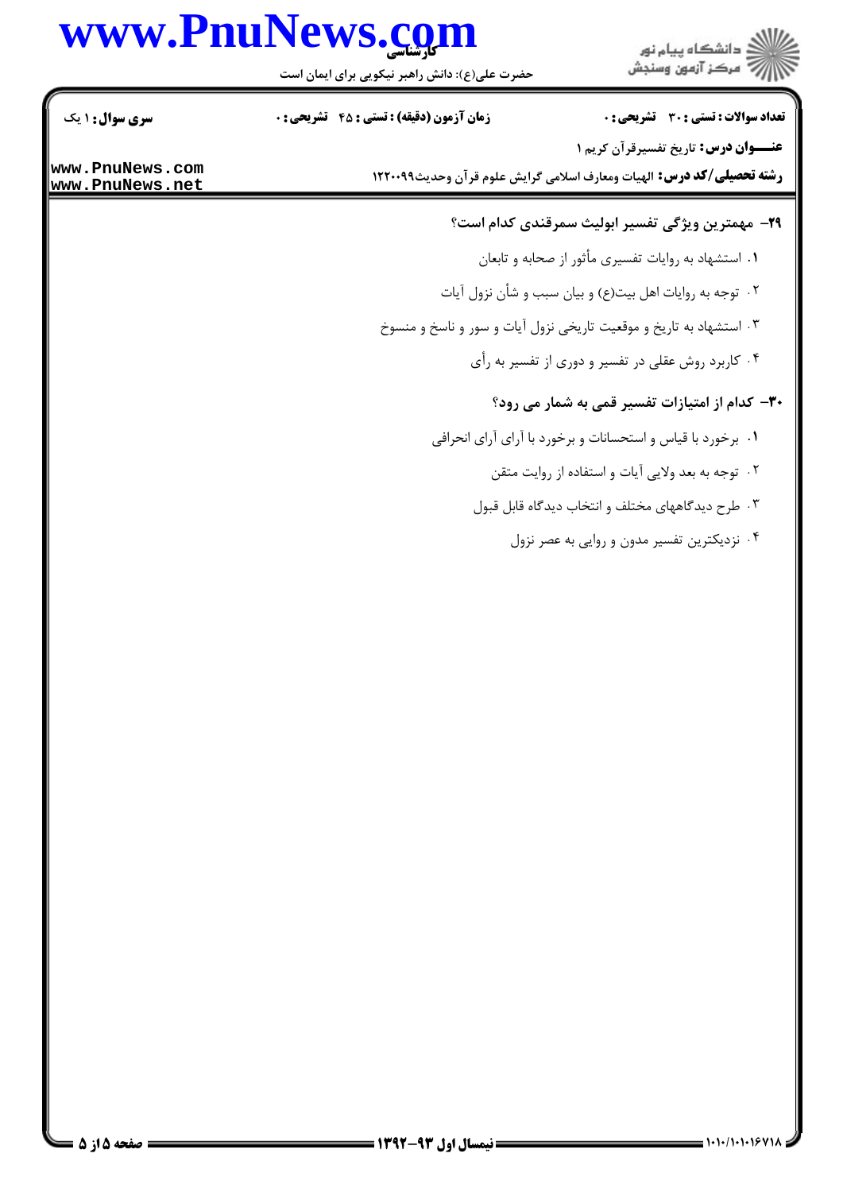**۲۹- مهمترین ویژگی تفسیر ابولیث سمرقندی کدام است؟**

۱. استشهاد به روایات تفسیری مأثور از صحابه و تابعان

۲. توجه به روایات اهل بیت(ع) و بیان سبب و شأن نزول آیات

۳. استشهاد به تاریخ و موقعیت تاریخی نزول آیات و سور و ناسخ و منسوخ

۴. کاربرد روش عقلی در تفسیر و دوری از تفسیر به رأی

**۳۰- کدام از امتیازات تفسیر قمی به شمار می رود؟**

۱. برخورد با قیاس و استحسانات و برخورد با آرای آرای انحرافی

۲. توجه به بعد ولایی آیات و استفاده از روایت متقن

۳. طرح دیدگاههای مختلف و انتخاب دیدگاه قابل قبول

۴. نزدیکترین تفسیر مدون و روایی به عصر نزول